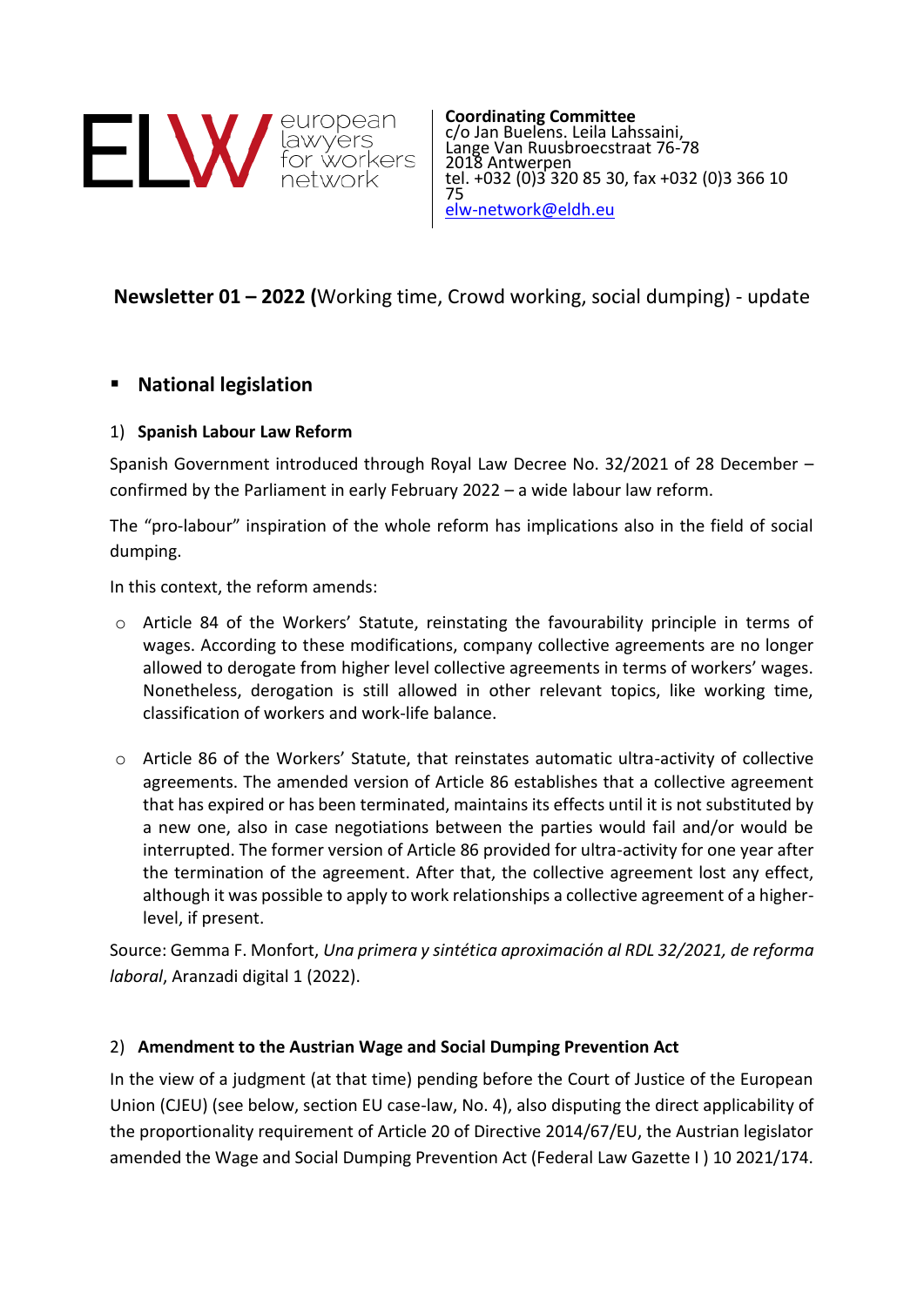ELW european lawyers for workers network

**Coordinating Committee**
c/o Jan Buelens. Leila Lahssaini,
Lange Van Ruusbroecstraat 76-78
2018 Antwerpen
tel. +032 (0)3 320 85 30, fax +032 (0)3 366 10 75
elw-network@eldh.eu

# Newsletter 01 – 2022 (Working time, Crowd working, social dumping) - update

## National legislation

### 1) Spanish Labour Law Reform

Spanish Government introduced through Royal Law Decree No. 32/2021 of 28 December – confirmed by the Parliament in early February 2022 – a wide labour law reform.

The "pro-labour" inspiration of the whole reform has implications also in the field of social dumping.

In this context, the reform amends:

- Article 84 of the Workers' Statute, reinstating the favourability principle in terms of wages. According to these modifications, company collective agreements are no longer allowed to derogate from higher level collective agreements in terms of workers' wages. Nonetheless, derogation is still allowed in other relevant topics, like working time, classification of workers and work-life balance.

- Article 86 of the Workers' Statute, that reinstates automatic ultra-activity of collective agreements. The amended version of Article 86 establishes that a collective agreement that has expired or has been terminated, maintains its effects until it is not substituted by a new one, also in case negotiations between the parties would fail and/or would be interrupted. The former version of Article 86 provided for ultra-activity for one year after the termination of the agreement. After that, the collective agreement lost any effect, although it was possible to apply to work relationships a collective agreement of a higher-level, if present.

Source: Gemma F. Monfort, *Una primera y sintética aproximación al RDL 32/2021, de reforma laboral*, Aranzadi digital 1 (2022).

### 2) Amendment to the Austrian Wage and Social Dumping Prevention Act

In the view of a judgment (at that time) pending before the Court of Justice of the European Union (CJEU) (see below, section EU case-law, No. 4), also disputing the direct applicability of the proportionality requirement of Article 20 of Directive 2014/67/EU, the Austrian legislator amended the Wage and Social Dumping Prevention Act (Federal Law Gazette I ) 10 2021/174.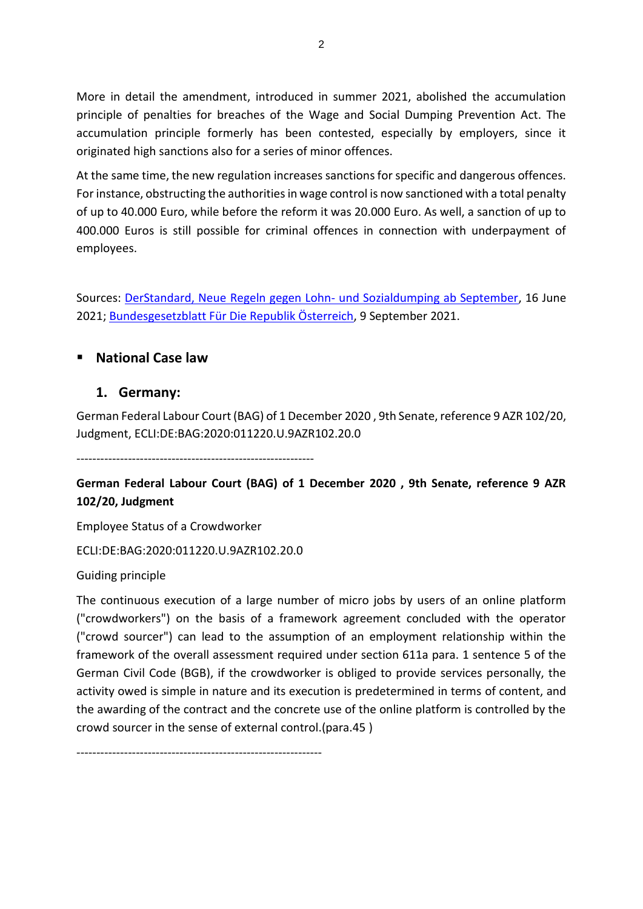More in detail the amendment, introduced in summer 2021, abolished the accumulation principle of penalties for breaches of the Wage and Social Dumping Prevention Act. The accumulation principle formerly has been contested, especially by employers, since it originated high sanctions also for a series of minor offences.

At the same time, the new regulation increases sanctions for specific and dangerous offences. For instance, obstructing the authorities in wage control is now sanctioned with a total penalty of up to 40.000 Euro, while before the reform it was 20.000 Euro. As well, a sanction of up to 400.000 Euros is still possible for criminal offences in connection with underpayment of employees.

Sources: [DerStandard, Neue Regeln gegen Lohn- und Sozialdumping ab September](), 16 June 2021; [Bundesgesetzblatt Für Die Republik Österreich](), 9 September 2021.

- **National Case law**

## 1. Germany:

German Federal Labour Court (BAG) of 1 December 2020 , 9th Senate, reference 9 AZR 102/20, Judgment, ECLI:DE:BAG:2020:011220.U.9AZR102.20.0

------------------------------------------------------------

**German Federal Labour Court (BAG) of 1 December 2020 , 9th Senate, reference 9 AZR 102/20, Judgment**

Employee Status of a Crowdworker

ECLI:DE:BAG:2020:011220.U.9AZR102.20.0

Guiding principle

The continuous execution of a large number of micro jobs by users of an online platform ("crowdworkers") on the basis of a framework agreement concluded with the operator ("crowd sourcer") can lead to the assumption of an employment relationship within the framework of the overall assessment required under section 611a para. 1 sentence 5 of the German Civil Code (BGB), if the crowdworker is obliged to provide services personally, the activity owed is simple in nature and its execution is predetermined in terms of content, and the awarding of the contract and the concrete use of the online platform is controlled by the crowd sourcer in the sense of external control.(para.45 )

--------------------------------------------------------------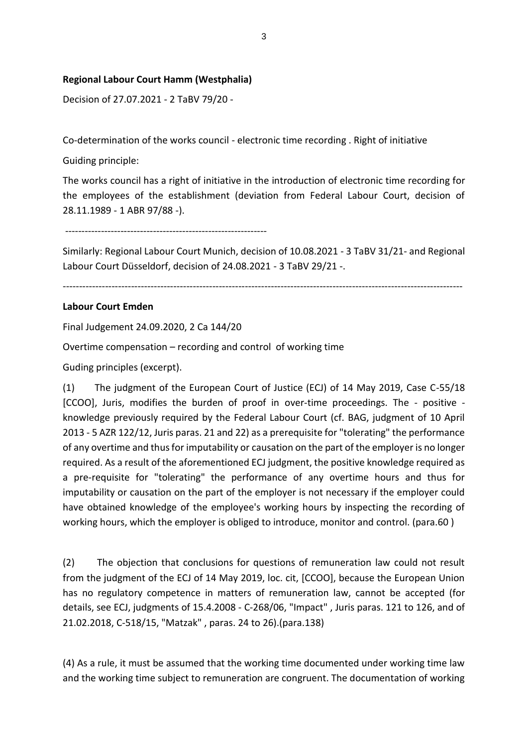**Regional Labour Court Hamm (Westphalia)**

Decision of 27.07.2021 - 2 TaBV 79/20 -

Co-determination of the works council - electronic time recording . Right of initiative

Guiding principle:

The works council has a right of initiative in the introduction of electronic time recording for the employees of the establishment (deviation from Federal Labour Court, decision of 28.11.1989 - 1 ABR 97/88 -).

--------------------------------------------------------------

Similarly: Regional Labour Court Munich, decision of 10.08.2021 - 3 TaBV 31/21- and Regional Labour Court Düsseldorf, decision of 24.08.2021 - 3 TaBV 29/21 -.

---------------------------------------------------------------------------------------------------------------------------

**Labour Court Emden**

Final Judgement 24.09.2020, 2 Ca 144/20

Overtime compensation – recording and control of working time

Guding principles (excerpt).

(1) The judgment of the European Court of Justice (ECJ) of 14 May 2019, Case C-55/18 [CCOO], Juris, modifies the burden of proof in over-time proceedings. The - positive - knowledge previously required by the Federal Labour Court (cf. BAG, judgment of 10 April 2013 - 5 AZR 122/12, Juris paras. 21 and 22) as a prerequisite for "tolerating" the performance of any overtime and thus for imputability or causation on the part of the employer is no longer required. As a result of the aforementioned ECJ judgment, the positive knowledge required as a pre-requisite for "tolerating" the performance of any overtime hours and thus for imputability or causation on the part of the employer is not necessary if the employer could have obtained knowledge of the employee's working hours by inspecting the recording of working hours, which the employer is obliged to introduce, monitor and control. (para.60 )

(2) The objection that conclusions for questions of remuneration law could not result from the judgment of the ECJ of 14 May 2019, loc. cit, [CCOO], because the European Union has no regulatory competence in matters of remuneration law, cannot be accepted (for details, see ECJ, judgments of 15.4.2008 - C-268/06, "Impact" , Juris paras. 121 to 126, and of 21.02.2018, C-518/15, "Matzak" , paras. 24 to 26).(para.138)

(4) As a rule, it must be assumed that the working time documented under working time law and the working time subject to remuneration are congruent. The documentation of working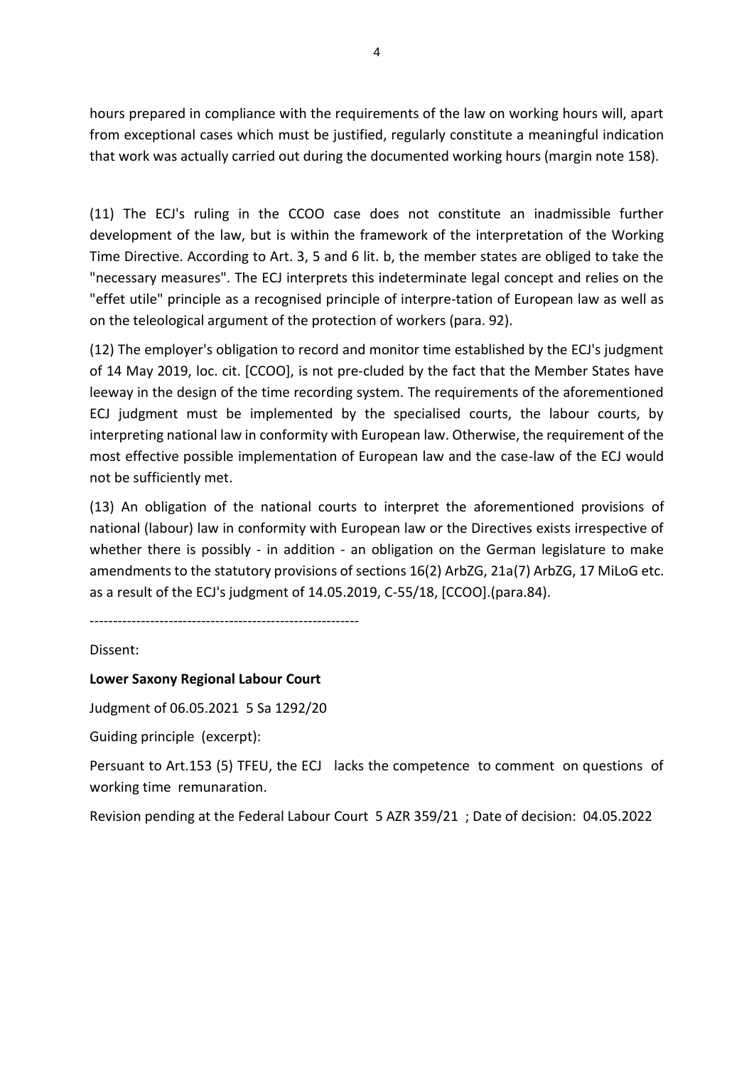hours prepared in compliance with the requirements of the law on working hours will, apart from exceptional cases which must be justified, regularly constitute a meaningful indication that work was actually carried out during the documented working hours (margin note 158).

(11) The ECJ's ruling in the CCOO case does not constitute an inadmissible further development of the law, but is within the framework of the interpretation of the Working Time Directive. According to Art. 3, 5 and 6 lit. b, the member states are obliged to take the "necessary measures". The ECJ interprets this indeterminate legal concept and relies on the "effet utile" principle as a recognised principle of interpre-tation of European law as well as on the teleological argument of the protection of workers (para. 92).

(12) The employer's obligation to record and monitor time established by the ECJ's judgment of 14 May 2019, loc. cit. [CCOO], is not pre-cluded by the fact that the Member States have leeway in the design of the time recording system. The requirements of the aforementioned ECJ judgment must be implemented by the specialised courts, the labour courts, by interpreting national law in conformity with European law. Otherwise, the requirement of the most effective possible implementation of European law and the case-law of the ECJ would not be sufficiently met.

(13) An obligation of the national courts to interpret the aforementioned provisions of national (labour) law in conformity with European law or the Directives exists irrespective of whether there is possibly - in addition - an obligation on the German legislature to make amendments to the statutory provisions of sections 16(2) ArbZG, 21a(7) ArbZG, 17 MiLoG etc. as a result of the ECJ's judgment of 14.05.2019, C-55/18, [CCOO].(para.84).

---

Dissent:

**Lower Saxony Regional Labour Court**

Judgment of 06.05.2021 5 Sa 1292/20

Guiding principle (excerpt):

Persuant to Art.153 (5) TFEU, the ECJ lacks the competence to comment on questions of working time remunaration.

Revision pending at the Federal Labour Court 5 AZR 359/21 ; Date of decision: 04.05.2022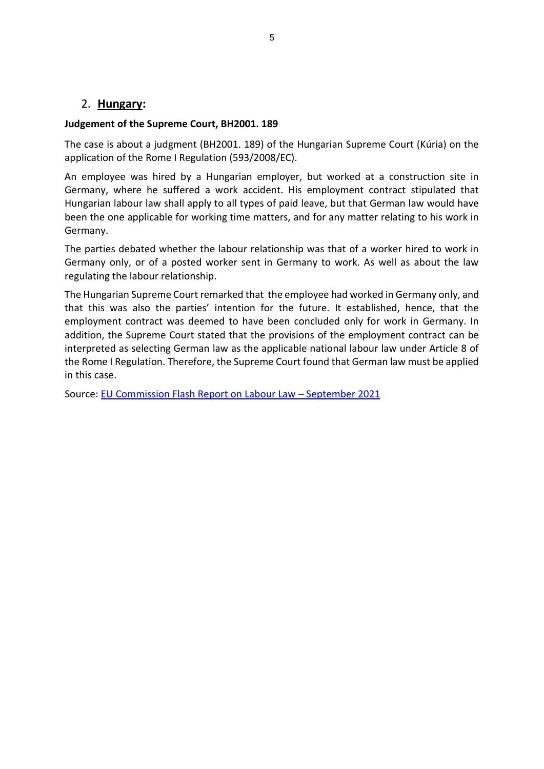## 2. **Hungary:**

**Judgement of the Supreme Court, BH2001. 189**

The case is about a judgment (BH2001. 189) of the Hungarian Supreme Court (Kúria) on the application of the Rome I Regulation (593/2008/EC).

An employee was hired by a Hungarian employer, but worked at a construction site in Germany, where he suffered a work accident. His employment contract stipulated that Hungarian labour law shall apply to all types of paid leave, but that German law would have been the one applicable for working time matters, and for any matter relating to his work in Germany.

The parties debated whether the labour relationship was that of a worker hired to work in Germany only, or of a posted worker sent in Germany to work. As well as about the law regulating the labour relationship.

The Hungarian Supreme Court remarked that the employee had worked in Germany only, and that this was also the parties' intention for the future. It established, hence, that the employment contract was deemed to have been concluded only for work in Germany. In addition, the Supreme Court stated that the provisions of the employment contract can be interpreted as selecting German law as the applicable national labour law under Article 8 of the Rome I Regulation. Therefore, the Supreme Court found that German law must be applied in this case.

Source: EU Commission Flash Report on Labour Law – September 2021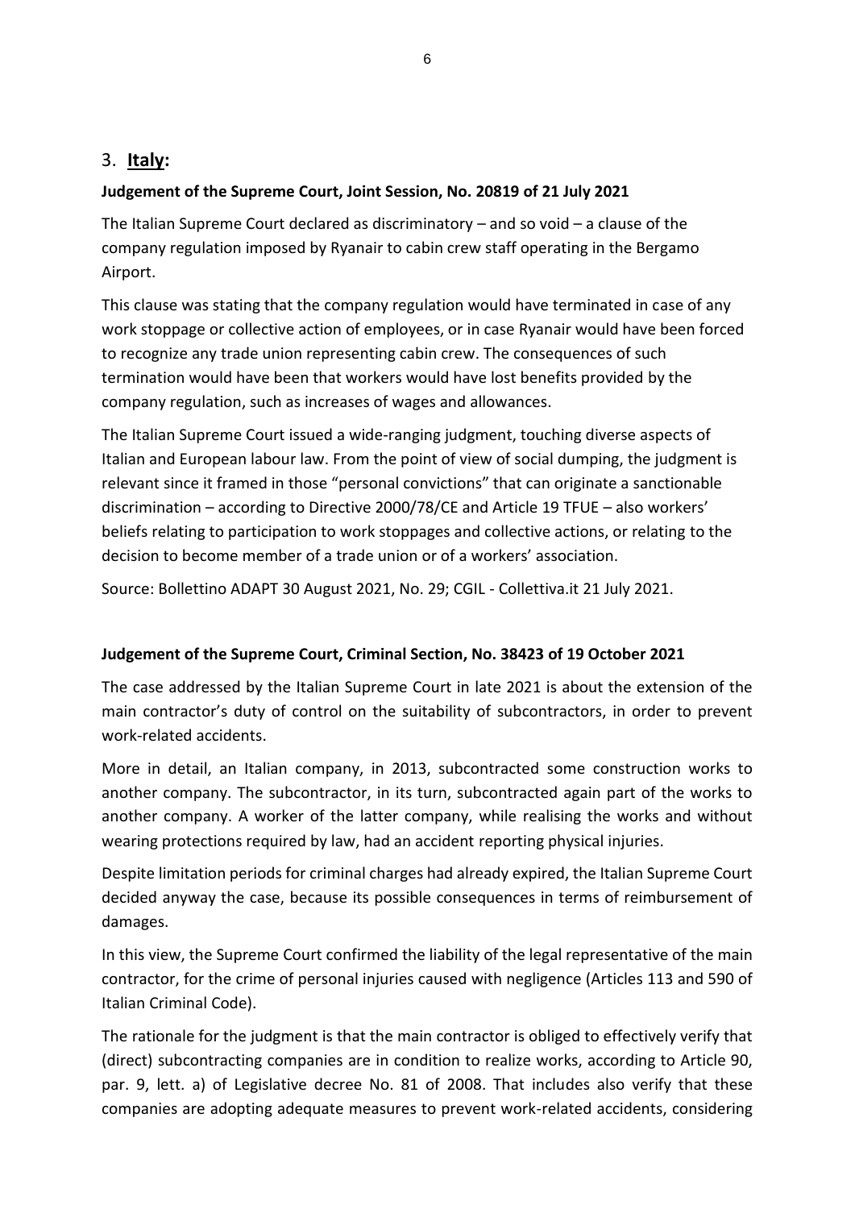## 3. **Italy:**

**Judgement of the Supreme Court, Joint Session, No. 20819 of 21 July 2021**

The Italian Supreme Court declared as discriminatory – and so void – a clause of the company regulation imposed by Ryanair to cabin crew staff operating in the Bergamo Airport.

This clause was stating that the company regulation would have terminated in case of any work stoppage or collective action of employees, or in case Ryanair would have been forced to recognize any trade union representing cabin crew. The consequences of such termination would have been that workers would have lost benefits provided by the company regulation, such as increases of wages and allowances.

The Italian Supreme Court issued a wide-ranging judgment, touching diverse aspects of Italian and European labour law. From the point of view of social dumping, the judgment is relevant since it framed in those "personal convictions" that can originate a sanctionable discrimination – according to Directive 2000/78/CE and Article 19 TFUE – also workers' beliefs relating to participation to work stoppages and collective actions, or relating to the decision to become member of a trade union or of a workers' association.

Source: Bollettino ADAPT 30 August 2021, No. 29; CGIL - Collettiva.it 21 July 2021.

**Judgement of the Supreme Court, Criminal Section, No. 38423 of 19 October 2021**

The case addressed by the Italian Supreme Court in late 2021 is about the extension of the main contractor's duty of control on the suitability of subcontractors, in order to prevent work-related accidents.

More in detail, an Italian company, in 2013, subcontracted some construction works to another company. The subcontractor, in its turn, subcontracted again part of the works to another company. A worker of the latter company, while realising the works and without wearing protections required by law, had an accident reporting physical injuries.

Despite limitation periods for criminal charges had already expired, the Italian Supreme Court decided anyway the case, because its possible consequences in terms of reimbursement of damages.

In this view, the Supreme Court confirmed the liability of the legal representative of the main contractor, for the crime of personal injuries caused with negligence (Articles 113 and 590 of Italian Criminal Code).

The rationale for the judgment is that the main contractor is obliged to effectively verify that (direct) subcontracting companies are in condition to realize works, according to Article 90, par. 9, lett. a) of Legislative decree No. 81 of 2008. That includes also verify that these companies are adopting adequate measures to prevent work-related accidents, considering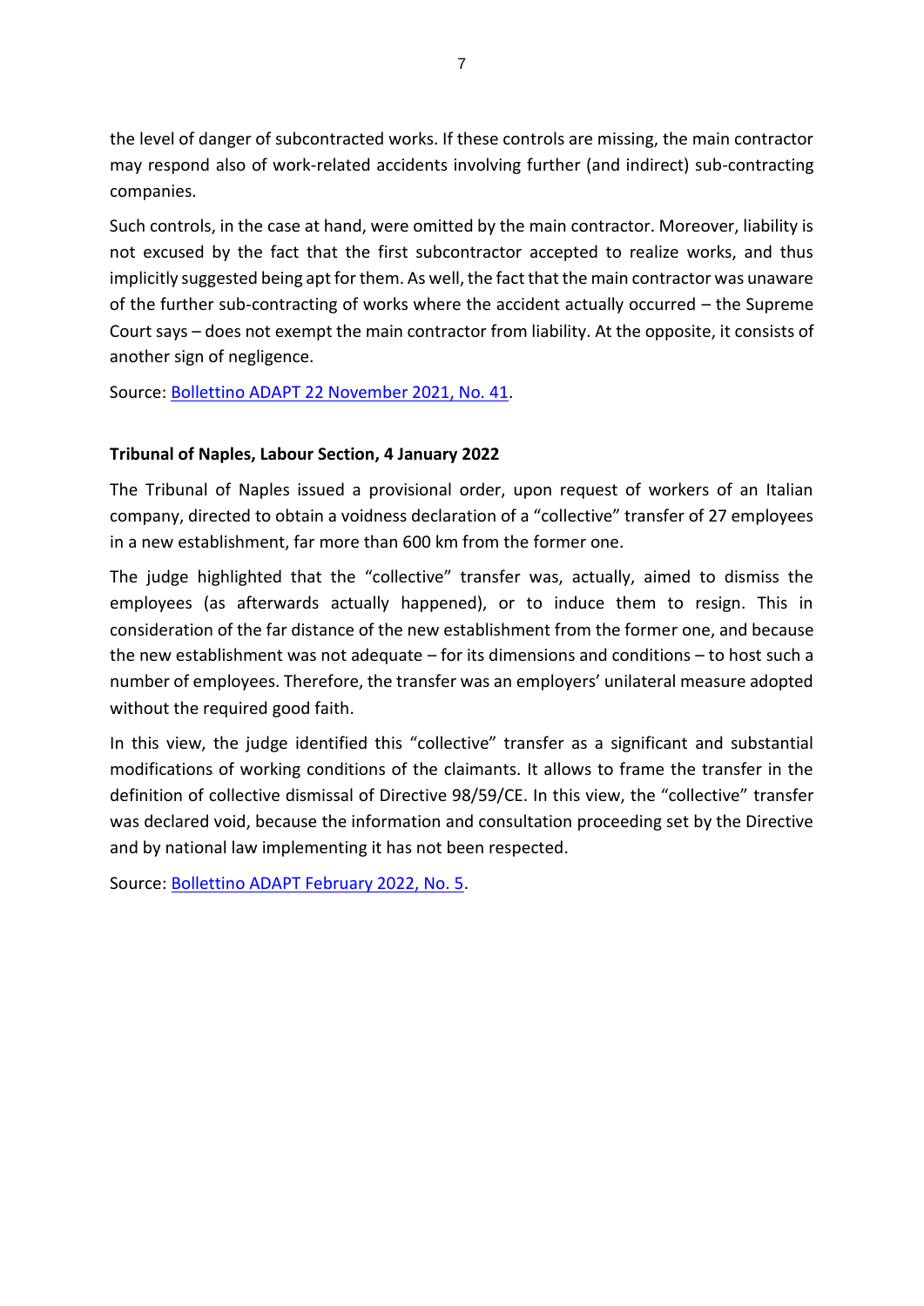the level of danger of subcontracted works. If these controls are missing, the main contractor may respond also of work-related accidents involving further (and indirect) sub-contracting companies.

Such controls, in the case at hand, were omitted by the main contractor. Moreover, liability is not excused by the fact that the first subcontractor accepted to realize works, and thus implicitly suggested being apt for them. As well, the fact that the main contractor was unaware of the further sub-contracting of works where the accident actually occurred – the Supreme Court says – does not exempt the main contractor from liability. At the opposite, it consists of another sign of negligence.

Source: Bollettino ADAPT 22 November 2021, No. 41.

**Tribunal of Naples, Labour Section, 4 January 2022**

The Tribunal of Naples issued a provisional order, upon request of workers of an Italian company, directed to obtain a voidness declaration of a "collective" transfer of 27 employees in a new establishment, far more than 600 km from the former one.

The judge highlighted that the "collective" transfer was, actually, aimed to dismiss the employees (as afterwards actually happened), or to induce them to resign. This in consideration of the far distance of the new establishment from the former one, and because the new establishment was not adequate – for its dimensions and conditions – to host such a number of employees. Therefore, the transfer was an employers' unilateral measure adopted without the required good faith.

In this view, the judge identified this "collective" transfer as a significant and substantial modifications of working conditions of the claimants. It allows to frame the transfer in the definition of collective dismissal of Directive 98/59/CE. In this view, the "collective" transfer was declared void, because the information and consultation proceeding set by the Directive and by national law implementing it has not been respected.

Source: Bollettino ADAPT February 2022, No. 5.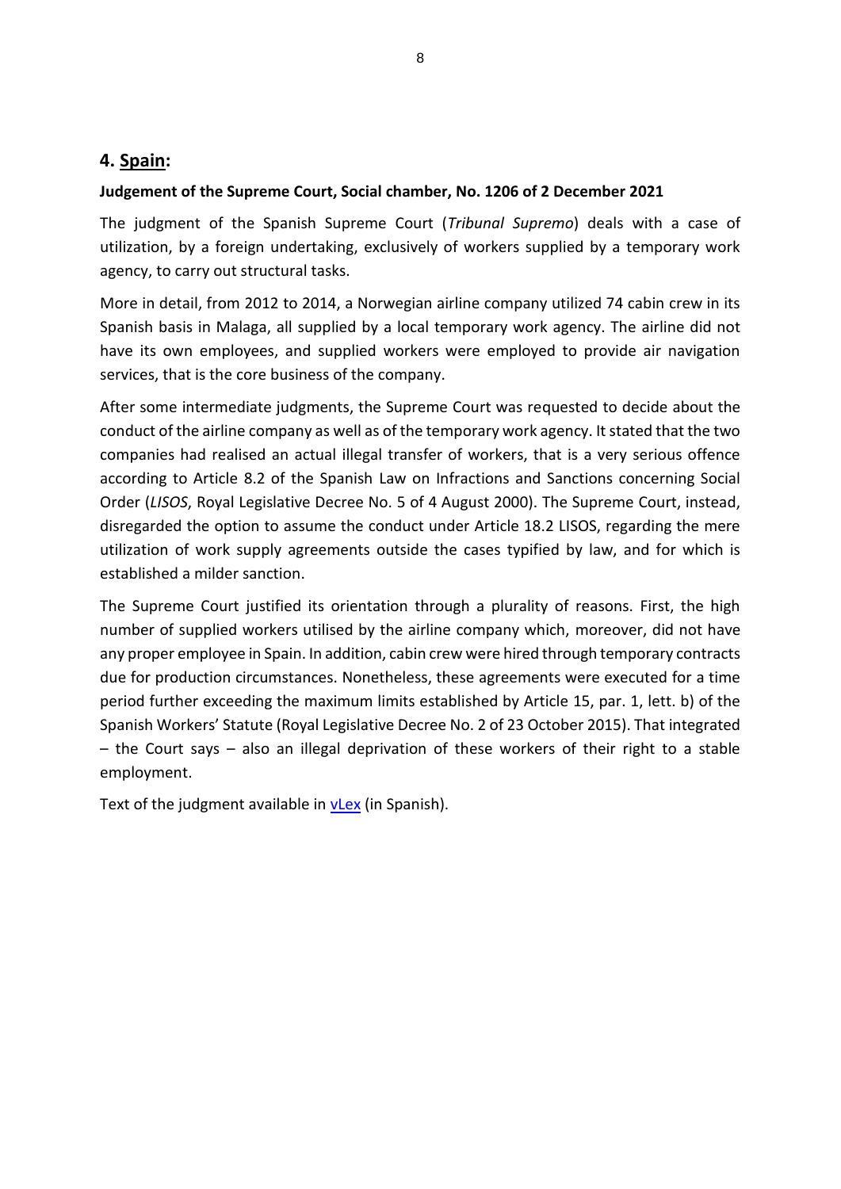## 4. Spain:

**Judgement of the Supreme Court, Social chamber, No. 1206 of 2 December 2021**

The judgment of the Spanish Supreme Court (*Tribunal Supremo*) deals with a case of utilization, by a foreign undertaking, exclusively of workers supplied by a temporary work agency, to carry out structural tasks.

More in detail, from 2012 to 2014, a Norwegian airline company utilized 74 cabin crew in its Spanish basis in Malaga, all supplied by a local temporary work agency. The airline did not have its own employees, and supplied workers were employed to provide air navigation services, that is the core business of the company.

After some intermediate judgments, the Supreme Court was requested to decide about the conduct of the airline company as well as of the temporary work agency. It stated that the two companies had realised an actual illegal transfer of workers, that is a very serious offence according to Article 8.2 of the Spanish Law on Infractions and Sanctions concerning Social Order (*LISOS*, Royal Legislative Decree No. 5 of 4 August 2000). The Supreme Court, instead, disregarded the option to assume the conduct under Article 18.2 LISOS, regarding the mere utilization of work supply agreements outside the cases typified by law, and for which is established a milder sanction.

The Supreme Court justified its orientation through a plurality of reasons. First, the high number of supplied workers utilised by the airline company which, moreover, did not have any proper employee in Spain. In addition, cabin crew were hired through temporary contracts due for production circumstances. Nonetheless, these agreements were executed for a time period further exceeding the maximum limits established by Article 15, par. 1, lett. b) of the Spanish Workers' Statute (Royal Legislative Decree No. 2 of 23 October 2015). That integrated – the Court says – also an illegal deprivation of these workers of their right to a stable employment.

Text of the judgment available in vLex (in Spanish).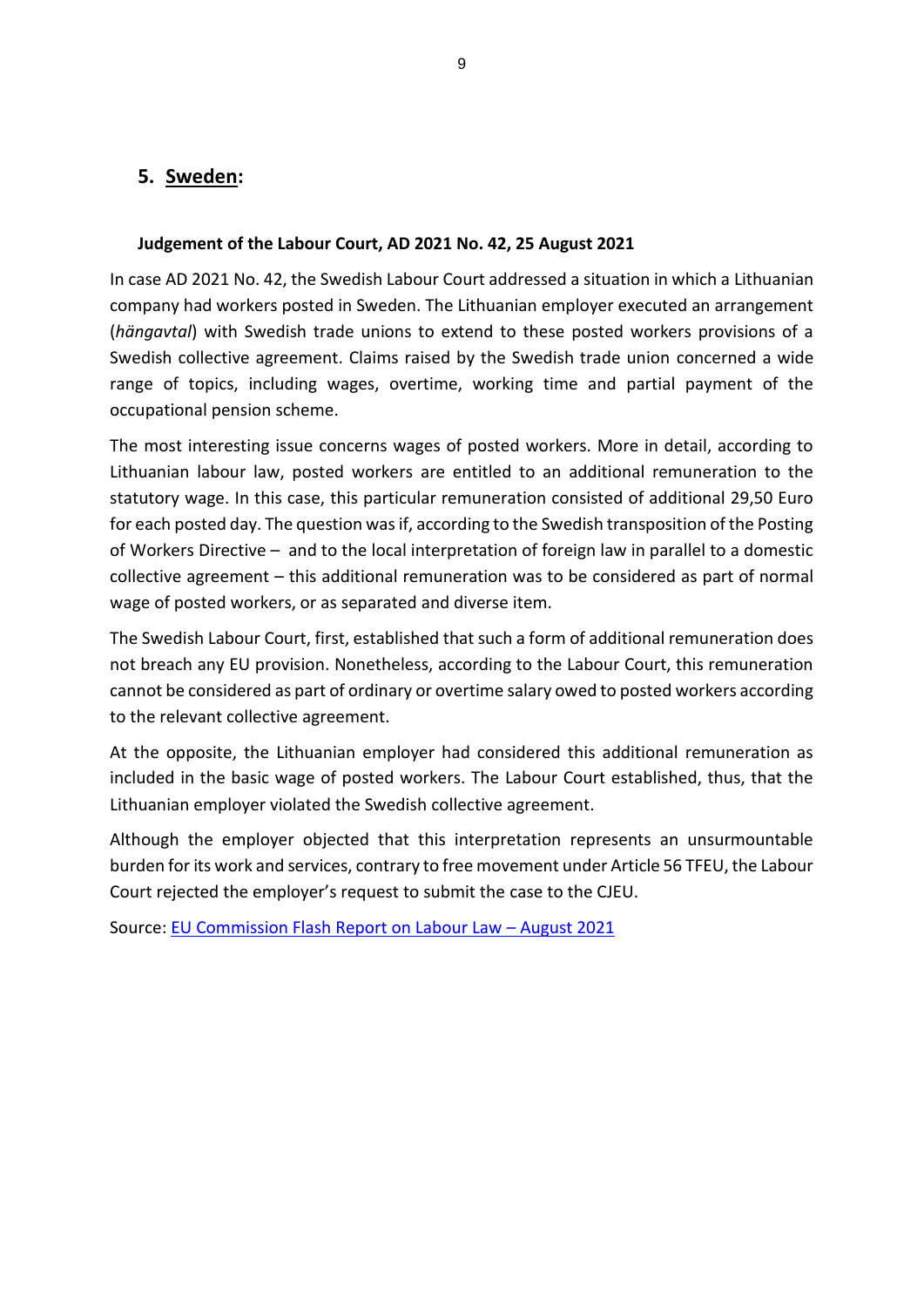## 5. Sweden:

**Judgement of the Labour Court, AD 2021 No. 42, 25 August 2021**

In case AD 2021 No. 42, the Swedish Labour Court addressed a situation in which a Lithuanian company had workers posted in Sweden. The Lithuanian employer executed an arrangement (*hängavtal*) with Swedish trade unions to extend to these posted workers provisions of a Swedish collective agreement. Claims raised by the Swedish trade union concerned a wide range of topics, including wages, overtime, working time and partial payment of the occupational pension scheme.

The most interesting issue concerns wages of posted workers. More in detail, according to Lithuanian labour law, posted workers are entitled to an additional remuneration to the statutory wage. In this case, this particular remuneration consisted of additional 29,50 Euro for each posted day. The question was if, according to the Swedish transposition of the Posting of Workers Directive – and to the local interpretation of foreign law in parallel to a domestic collective agreement – this additional remuneration was to be considered as part of normal wage of posted workers, or as separated and diverse item.

The Swedish Labour Court, first, established that such a form of additional remuneration does not breach any EU provision. Nonetheless, according to the Labour Court, this remuneration cannot be considered as part of ordinary or overtime salary owed to posted workers according to the relevant collective agreement.

At the opposite, the Lithuanian employer had considered this additional remuneration as included in the basic wage of posted workers. The Labour Court established, thus, that the Lithuanian employer violated the Swedish collective agreement.

Although the employer objected that this interpretation represents an unsurmountable burden for its work and services, contrary to free movement under Article 56 TFEU, the Labour Court rejected the employer's request to submit the case to the CJEU.

Source: EU Commission Flash Report on Labour Law – August 2021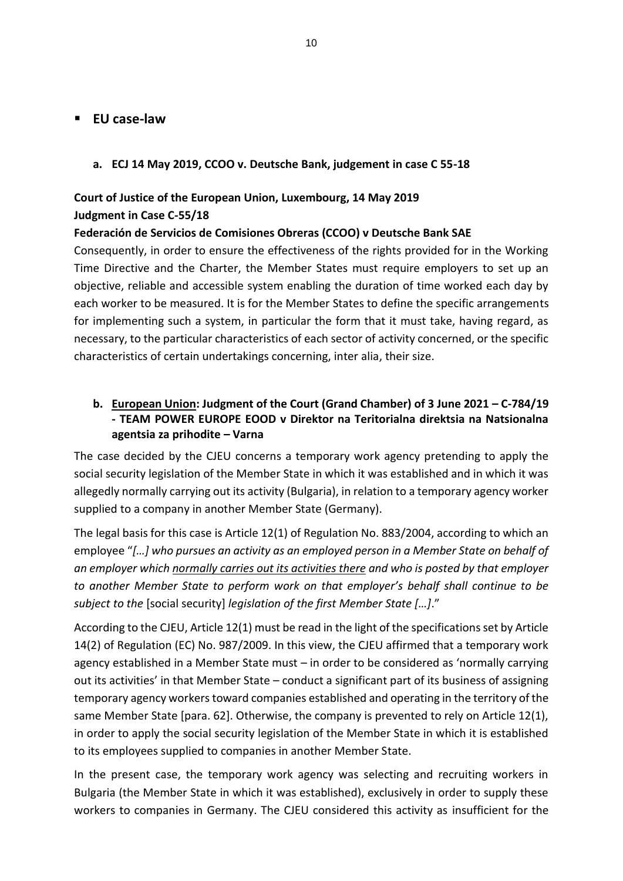## EU case-law

### a. ECJ 14 May 2019, CCOO v. Deutsche Bank, judgement in case C 55-18

**Court of Justice of the European Union, Luxembourg, 14 May 2019**
**Judgment in Case C-55/18**
**Federación de Servicios de Comisiones Obreras (CCOO) v Deutsche Bank SAE**

Consequently, in order to ensure the effectiveness of the rights provided for in the Working Time Directive and the Charter, the Member States must require employers to set up an objective, reliable and accessible system enabling the duration of time worked each day by each worker to be measured. It is for the Member States to define the specific arrangements for implementing such a system, in particular the form that it must take, having regard, as necessary, to the particular characteristics of each sector of activity concerned, or the specific characteristics of certain undertakings concerning, inter alia, their size.

### b. European Union: Judgment of the Court (Grand Chamber) of 3 June 2021 – C-784/19 - TEAM POWER EUROPE EOOD v Direktor na Teritorialna direktsia na Natsionalna agentsia za prihodite – Varna

The case decided by the CJEU concerns a temporary work agency pretending to apply the social security legislation of the Member State in which it was established and in which it was allegedly normally carrying out its activity (Bulgaria), in relation to a temporary agency worker supplied to a company in another Member State (Germany).

The legal basis for this case is Article 12(1) of Regulation No. 883/2004, according to which an employee "*[…] who pursues an activity as an employed person in a Member State on behalf of an employer which normally carries out its activities there and who is posted by that employer to another Member State to perform work on that employer's behalf shall continue to be subject to the* [social security] *legislation of the first Member State […]*."

According to the CJEU, Article 12(1) must be read in the light of the specifications set by Article 14(2) of Regulation (EC) No. 987/2009. In this view, the CJEU affirmed that a temporary work agency established in a Member State must – in order to be considered as 'normally carrying out its activities' in that Member State – conduct a significant part of its business of assigning temporary agency workers toward companies established and operating in the territory of the same Member State [para. 62]. Otherwise, the company is prevented to rely on Article 12(1), in order to apply the social security legislation of the Member State in which it is established to its employees supplied to companies in another Member State.

In the present case, the temporary work agency was selecting and recruiting workers in Bulgaria (the Member State in which it was established), exclusively in order to supply these workers to companies in Germany. The CJEU considered this activity as insufficient for the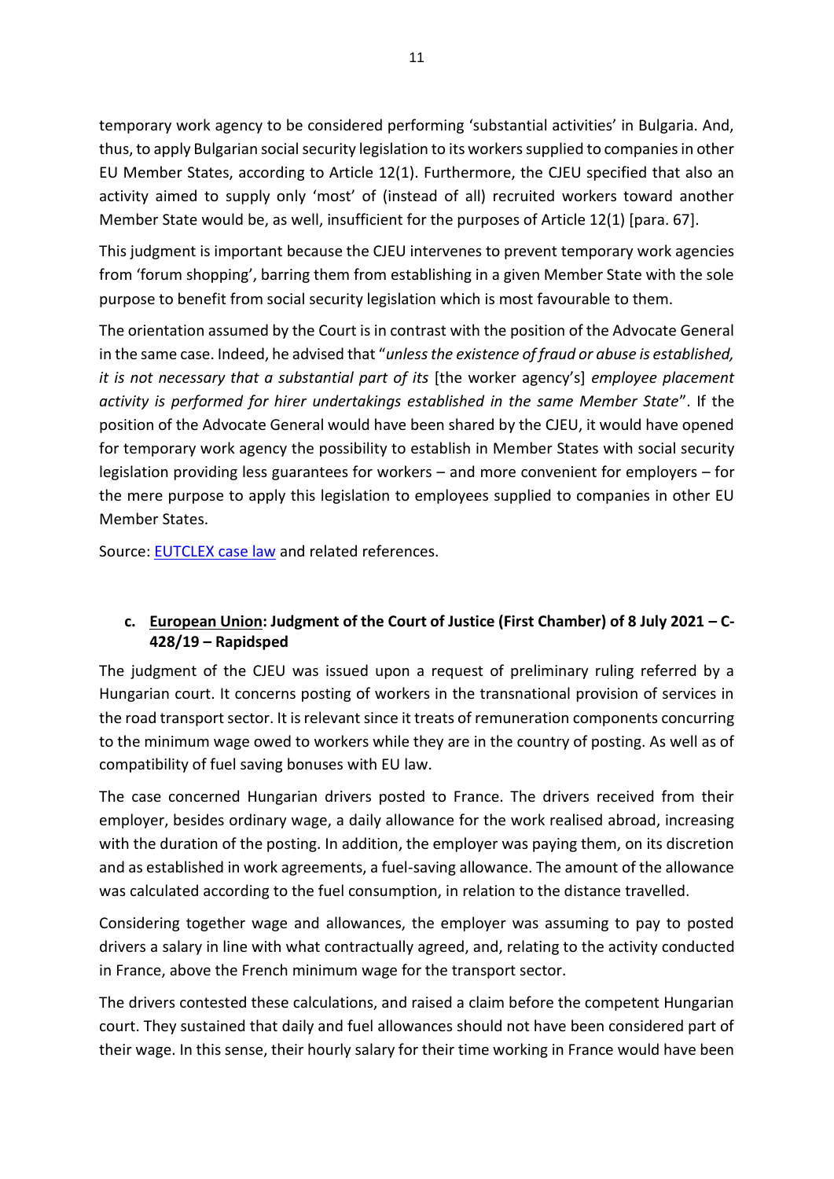temporary work agency to be considered performing 'substantial activities' in Bulgaria. And, thus, to apply Bulgarian social security legislation to its workers supplied to companies in other EU Member States, according to Article 12(1). Furthermore, the CJEU specified that also an activity aimed to supply only 'most' of (instead of all) recruited workers toward another Member State would be, as well, insufficient for the purposes of Article 12(1) [para. 67].

This judgment is important because the CJEU intervenes to prevent temporary work agencies from 'forum shopping', barring them from establishing in a given Member State with the sole purpose to benefit from social security legislation which is most favourable to them.

The orientation assumed by the Court is in contrast with the position of the Advocate General in the same case. Indeed, he advised that "*unless the existence of fraud or abuse is established, it is not necessary that a substantial part of its* [the worker agency's] *employee placement activity is performed for hirer undertakings established in the same Member State*". If the position of the Advocate General would have been shared by the CJEU, it would have opened for temporary work agency the possibility to establish in Member States with social security legislation providing less guarantees for workers – and more convenient for employers – for the mere purpose to apply this legislation to employees supplied to companies in other EU Member States.

Source: EUTCLEX case law and related references.

### c. European Union: Judgment of the Court of Justice (First Chamber) of 8 July 2021 – C-428/19 – Rapidsped

The judgment of the CJEU was issued upon a request of preliminary ruling referred by a Hungarian court. It concerns posting of workers in the transnational provision of services in the road transport sector. It is relevant since it treats of remuneration components concurring to the minimum wage owed to workers while they are in the country of posting. As well as of compatibility of fuel saving bonuses with EU law.

The case concerned Hungarian drivers posted to France. The drivers received from their employer, besides ordinary wage, a daily allowance for the work realised abroad, increasing with the duration of the posting. In addition, the employer was paying them, on its discretion and as established in work agreements, a fuel-saving allowance. The amount of the allowance was calculated according to the fuel consumption, in relation to the distance travelled.

Considering together wage and allowances, the employer was assuming to pay to posted drivers a salary in line with what contractually agreed, and, relating to the activity conducted in France, above the French minimum wage for the transport sector.

The drivers contested these calculations, and raised a claim before the competent Hungarian court. They sustained that daily and fuel allowances should not have been considered part of their wage. In this sense, their hourly salary for their time working in France would have been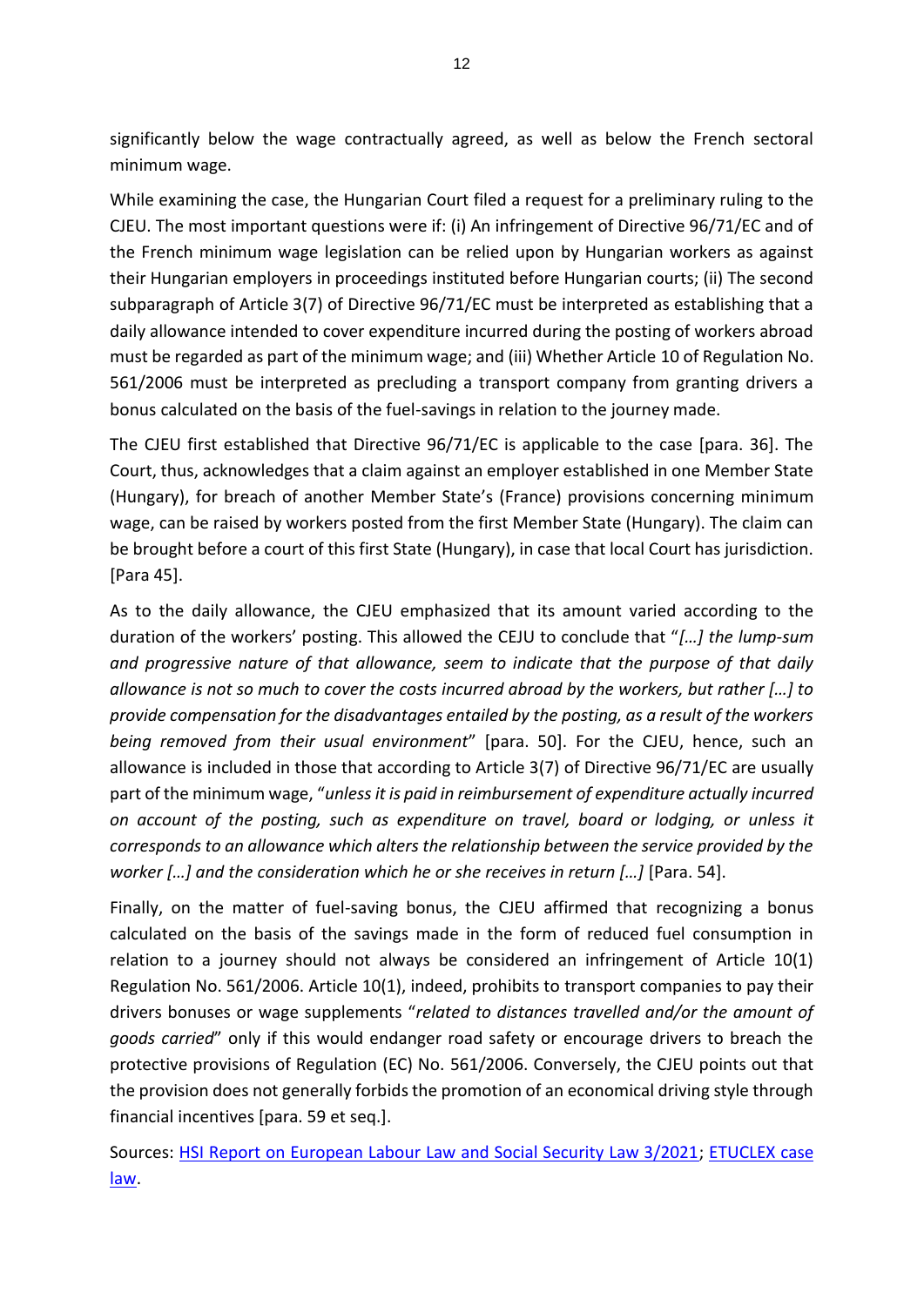significantly below the wage contractually agreed, as well as below the French sectoral minimum wage.

While examining the case, the Hungarian Court filed a request for a preliminary ruling to the CJEU. The most important questions were if: (i) An infringement of Directive 96/71/EC and of the French minimum wage legislation can be relied upon by Hungarian workers as against their Hungarian employers in proceedings instituted before Hungarian courts; (ii) The second subparagraph of Article 3(7) of Directive 96/71/EC must be interpreted as establishing that a daily allowance intended to cover expenditure incurred during the posting of workers abroad must be regarded as part of the minimum wage; and (iii) Whether Article 10 of Regulation No. 561/2006 must be interpreted as precluding a transport company from granting drivers a bonus calculated on the basis of the fuel-savings in relation to the journey made.

The CJEU first established that Directive 96/71/EC is applicable to the case [para. 36]. The Court, thus, acknowledges that a claim against an employer established in one Member State (Hungary), for breach of another Member State's (France) provisions concerning minimum wage, can be raised by workers posted from the first Member State (Hungary). The claim can be brought before a court of this first State (Hungary), in case that local Court has jurisdiction. [Para 45].

As to the daily allowance, the CJEU emphasized that its amount varied according to the duration of the workers' posting. This allowed the CEJU to conclude that "*[…] the lump-sum and progressive nature of that allowance, seem to indicate that the purpose of that daily allowance is not so much to cover the costs incurred abroad by the workers, but rather […] to provide compensation for the disadvantages entailed by the posting, as a result of the workers being removed from their usual environment*" [para. 50]. For the CJEU, hence, such an allowance is included in those that according to Article 3(7) of Directive 96/71/EC are usually part of the minimum wage, "*unless it is paid in reimbursement of expenditure actually incurred on account of the posting, such as expenditure on travel, board or lodging, or unless it corresponds to an allowance which alters the relationship between the service provided by the worker […] and the consideration which he or she receives in return […]* [Para. 54].

Finally, on the matter of fuel-saving bonus, the CJEU affirmed that recognizing a bonus calculated on the basis of the savings made in the form of reduced fuel consumption in relation to a journey should not always be considered an infringement of Article 10(1) Regulation No. 561/2006. Article 10(1), indeed, prohibits to transport companies to pay their drivers bonuses or wage supplements "*related to distances travelled and/or the amount of goods carried*" only if this would endanger road safety or encourage drivers to breach the protective provisions of Regulation (EC) No. 561/2006. Conversely, the CJEU points out that the provision does not generally forbids the promotion of an economical driving style through financial incentives [para. 59 et seq.].

Sources: HSI Report on European Labour Law and Social Security Law 3/2021; ETUCLEX case law.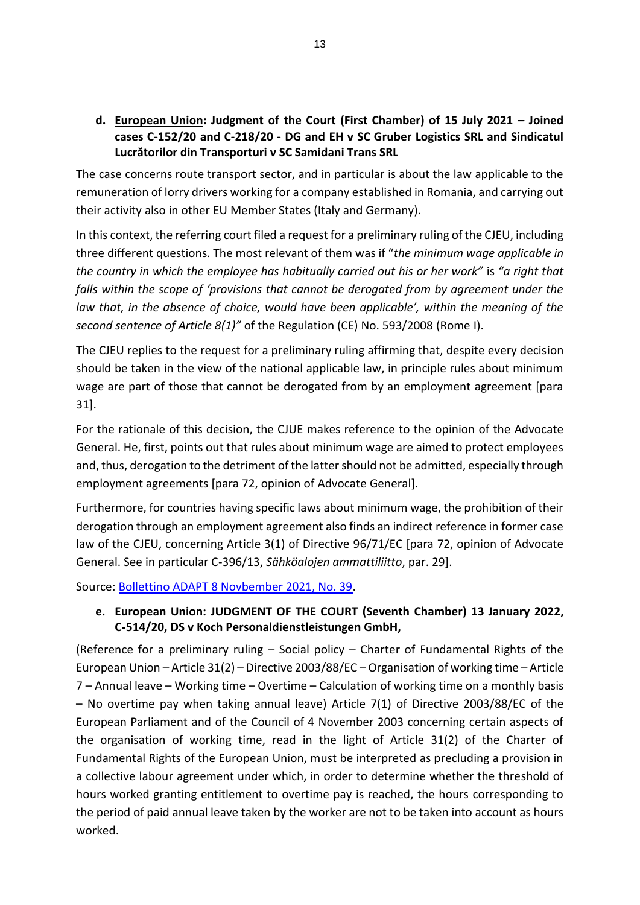**d. <u>European Union</u>: Judgment of the Court (First Chamber) of 15 July 2021 – Joined cases C-152/20 and C-218/20 - DG and EH v SC Gruber Logistics SRL and Sindicatul Lucrătorilor din Transporturi v SC Samidani Trans SRL**

The case concerns route transport sector, and in particular is about the law applicable to the remuneration of lorry drivers working for a company established in Romania, and carrying out their activity also in other EU Member States (Italy and Germany).

In this context, the referring court filed a request for a preliminary ruling of the CJEU, including three different questions. The most relevant of them was if "*the minimum wage applicable in the country in which the employee has habitually carried out his or her work"* is *"a right that falls within the scope of 'provisions that cannot be derogated from by agreement under the law that, in the absence of choice, would have been applicable', within the meaning of the second sentence of Article 8(1)"* of the Regulation (CE) No. 593/2008 (Rome I).

The CJEU replies to the request for a preliminary ruling affirming that, despite every decision should be taken in the view of the national applicable law, in principle rules about minimum wage are part of those that cannot be derogated from by an employment agreement [para 31].

For the rationale of this decision, the CJUE makes reference to the opinion of the Advocate General. He, first, points out that rules about minimum wage are aimed to protect employees and, thus, derogation to the detriment of the latter should not be admitted, especially through employment agreements [para 72, opinion of Advocate General].

Furthermore, for countries having specific laws about minimum wage, the prohibition of their derogation through an employment agreement also finds an indirect reference in former case law of the CJEU, concerning Article 3(1) of Directive 96/71/EC [para 72, opinion of Advocate General. See in particular C-396/13, *Sähköalojen ammattiliitto*, par. 29].

Source: Bollettino ADAPT 8 Novbember 2021, No. 39.

**e. European Union: JUDGMENT OF THE COURT (Seventh Chamber) 13 January 2022, C-514/20, DS v Koch Personaldienstleistungen GmbH,**

(Reference for a preliminary ruling – Social policy – Charter of Fundamental Rights of the European Union – Article 31(2) – Directive 2003/88/EC – Organisation of working time – Article 7 – Annual leave – Working time – Overtime – Calculation of working time on a monthly basis – No overtime pay when taking annual leave) Article 7(1) of Directive 2003/88/EC of the European Parliament and of the Council of 4 November 2003 concerning certain aspects of the organisation of working time, read in the light of Article 31(2) of the Charter of Fundamental Rights of the European Union, must be interpreted as precluding a provision in a collective labour agreement under which, in order to determine whether the threshold of hours worked granting entitlement to overtime pay is reached, the hours corresponding to the period of paid annual leave taken by the worker are not to be taken into account as hours worked.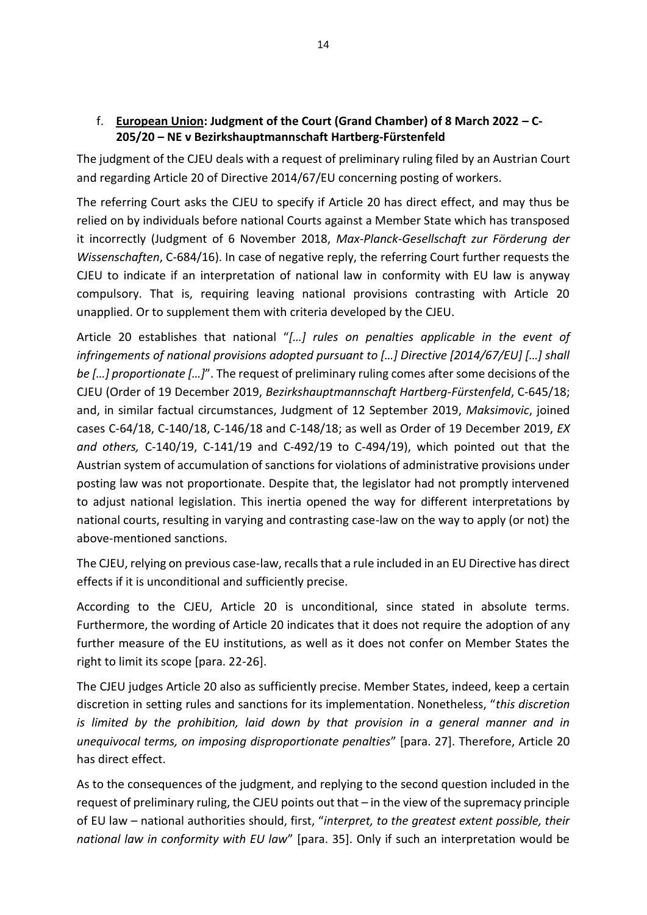f. **<u>European Union</u>: Judgment of the Court (Grand Chamber) of 8 March 2022 – C-205/20 – NE v Bezirkshauptmannschaft Hartberg-Fürstenfeld**

The judgment of the CJEU deals with a request of preliminary ruling filed by an Austrian Court and regarding Article 20 of Directive 2014/67/EU concerning posting of workers.

The referring Court asks the CJEU to specify if Article 20 has direct effect, and may thus be relied on by individuals before national Courts against a Member State which has transposed it incorrectly (Judgment of 6 November 2018, *Max-Planck-Gesellschaft zur Förderung der Wissenschaften*, C-684/16). In case of negative reply, the referring Court further requests the CJEU to indicate if an interpretation of national law in conformity with EU law is anyway compulsory. That is, requiring leaving national provisions contrasting with Article 20 unapplied. Or to supplement them with criteria developed by the CJEU.

Article 20 establishes that national "*[…] rules on penalties applicable in the event of infringements of national provisions adopted pursuant to […] Directive [2014/67/EU] […] shall be […] proportionate […]*". The request of preliminary ruling comes after some decisions of the CJEU (Order of 19 December 2019, *Bezirkshauptmannschaft Hartberg-Fürstenfeld*, C-645/18; and, in similar factual circumstances, Judgment of 12 September 2019, *Maksimovic*, joined cases C-64/18, C-140/18, C-146/18 and C-148/18; as well as Order of 19 December 2019, *EX and others,* C-140/19, C-141/19 and C-492/19 to C-494/19), which pointed out that the Austrian system of accumulation of sanctions for violations of administrative provisions under posting law was not proportionate. Despite that, the legislator had not promptly intervened to adjust national legislation. This inertia opened the way for different interpretations by national courts, resulting in varying and contrasting case-law on the way to apply (or not) the above-mentioned sanctions.

The CJEU, relying on previous case-law, recalls that a rule included in an EU Directive has direct effects if it is unconditional and sufficiently precise.

According to the CJEU, Article 20 is unconditional, since stated in absolute terms. Furthermore, the wording of Article 20 indicates that it does not require the adoption of any further measure of the EU institutions, as well as it does not confer on Member States the right to limit its scope [para. 22-26].

The CJEU judges Article 20 also as sufficiently precise. Member States, indeed, keep a certain discretion in setting rules and sanctions for its implementation. Nonetheless, "*this discretion is limited by the prohibition, laid down by that provision in a general manner and in unequivocal terms, on imposing disproportionate penalties*" [para. 27]. Therefore, Article 20 has direct effect.

As to the consequences of the judgment, and replying to the second question included in the request of preliminary ruling, the CJEU points out that – in the view of the supremacy principle of EU law – national authorities should, first, "*interpret, to the greatest extent possible, their national law in conformity with EU law*" [para. 35]. Only if such an interpretation would be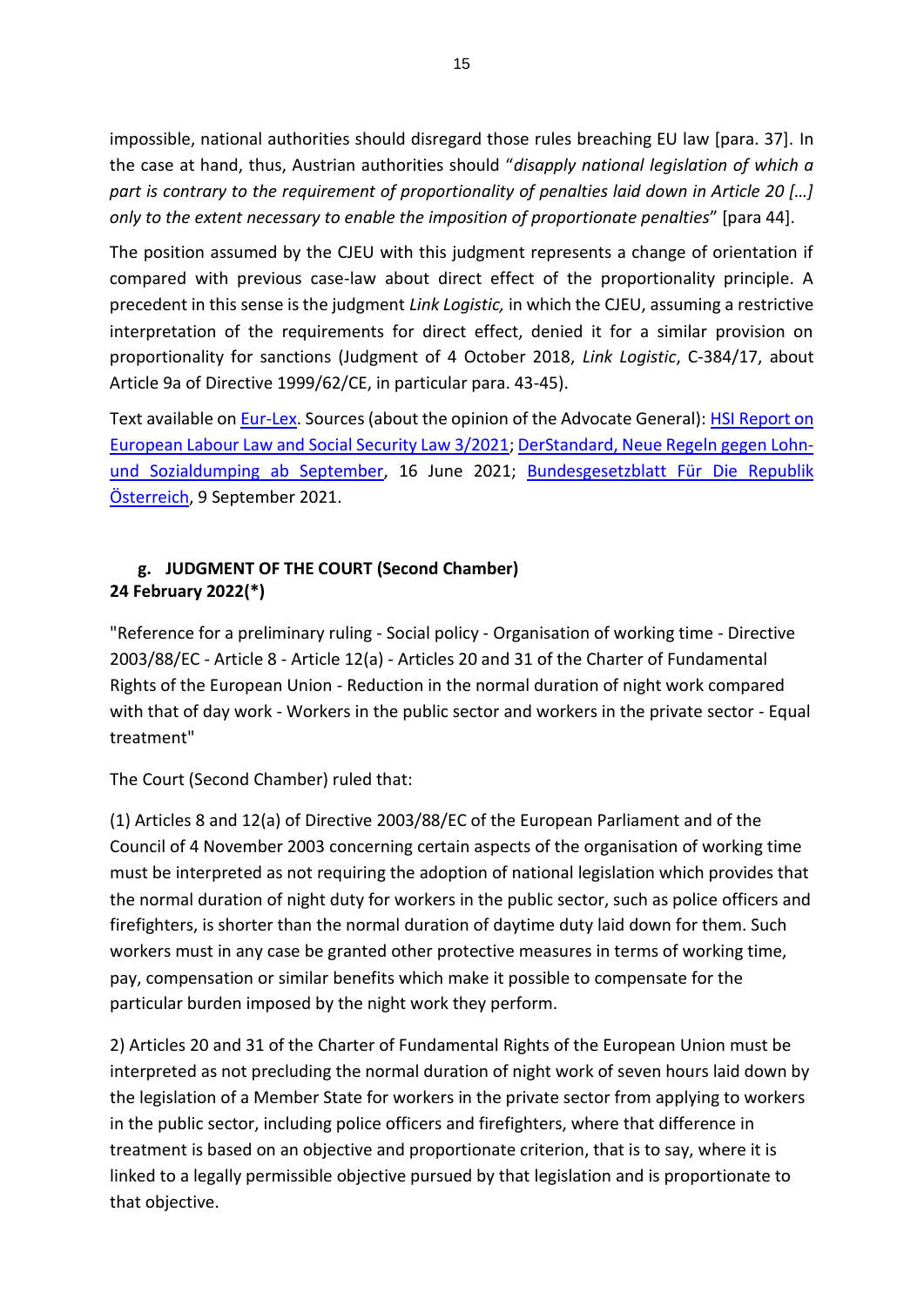impossible, national authorities should disregard those rules breaching EU law [para. 37]. In the case at hand, thus, Austrian authorities should "*disapply national legislation of which a part is contrary to the requirement of proportionality of penalties laid down in Article 20 […] only to the extent necessary to enable the imposition of proportionate penalties*" [para 44].

The position assumed by the CJEU with this judgment represents a change of orientation if compared with previous case-law about direct effect of the proportionality principle. A precedent in this sense is the judgment *Link Logistic,* in which the CJEU, assuming a restrictive interpretation of the requirements for direct effect, denied it for a similar provision on proportionality for sanctions (Judgment of 4 October 2018, *Link Logistic*, C-384/17, about Article 9a of Directive 1999/62/CE, in particular para. 43-45).

Text available on Eur-Lex. Sources (about the opinion of the Advocate General): HSI Report on European Labour Law and Social Security Law 3/2021; DerStandard, Neue Regeln gegen Lohn- und Sozialdumping ab September, 16 June 2021; Bundesgesetzblatt Für Die Republik Österreich, 9 September 2021.

### g. JUDGMENT OF THE COURT (Second Chamber) 24 February 2022(*)

"Reference for a preliminary ruling - Social policy - Organisation of working time - Directive 2003/88/EC - Article 8 - Article 12(a) - Articles 20 and 31 of the Charter of Fundamental Rights of the European Union - Reduction in the normal duration of night work compared with that of day work - Workers in the public sector and workers in the private sector - Equal treatment"

The Court (Second Chamber) ruled that:

(1) Articles 8 and 12(a) of Directive 2003/88/EC of the European Parliament and of the Council of 4 November 2003 concerning certain aspects of the organisation of working time must be interpreted as not requiring the adoption of national legislation which provides that the normal duration of night duty for workers in the public sector, such as police officers and firefighters, is shorter than the normal duration of daytime duty laid down for them. Such workers must in any case be granted other protective measures in terms of working time, pay, compensation or similar benefits which make it possible to compensate for the particular burden imposed by the night work they perform.

2) Articles 20 and 31 of the Charter of Fundamental Rights of the European Union must be interpreted as not precluding the normal duration of night work of seven hours laid down by the legislation of a Member State for workers in the private sector from applying to workers in the public sector, including police officers and firefighters, where that difference in treatment is based on an objective and proportionate criterion, that is to say, where it is linked to a legally permissible objective pursued by that legislation and is proportionate to that objective.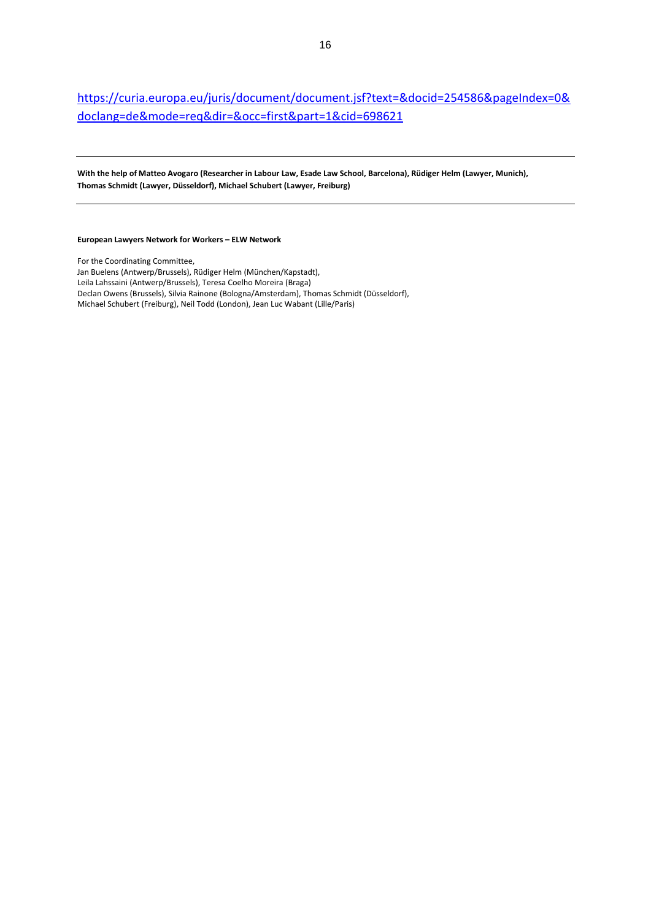https://curia.europa.eu/juris/document/document.jsf?text=&docid=254586&pageIndex=0&doclang=de&mode=req&dir=&occ=first&part=1&cid=698621

---

**With the help of Matteo Avogaro (Researcher in Labour Law, Esade Law School, Barcelona), Rüdiger Helm (Lawyer, Munich), Thomas Schmidt (Lawyer, Düsseldorf), Michael Schubert (Lawyer, Freiburg)**

---

**European Lawyers Network for Workers – ELW Network**

For the Coordinating Committee,
Jan Buelens (Antwerp/Brussels), Rüdiger Helm (München/Kapstadt),
Leila Lahssaini (Antwerp/Brussels), Teresa Coelho Moreira (Braga)
Declan Owens (Brussels), Silvia Rainone (Bologna/Amsterdam), Thomas Schmidt (Düsseldorf),
Michael Schubert (Freiburg), Neil Todd (London), Jean Luc Wabant (Lille/Paris)